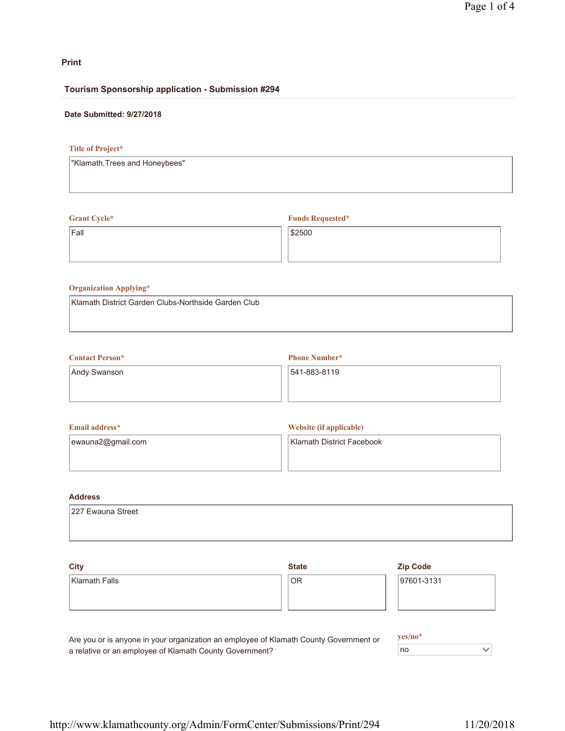Print

## Tourism Sponsorship application - Submission #294

**Date Submitted: 9/27/2018**

**Title of Project***

"Klamath,Trees and Honeybees"

**Grant Cycle***

Fall

**Funds Requested***

$2500

**Organization Applying***

Klamath District Garden Clubs-Northside Garden Club

**Contact Person***

Andy Swanson

**Phone Number***

541-883-8119

**Email address***

ewauna2@gmail.com

**Website (if applicable)**

Klamath District Facebook

**Address**

227 Ewauna Street

**City**

Klamath Falls

**State**

OR

**Zip Code**

97601-3131

Are you or is anyone in your organization an employee of Klamath County Government or a relative or an employee of Klamath County Government?

**yes/no***

no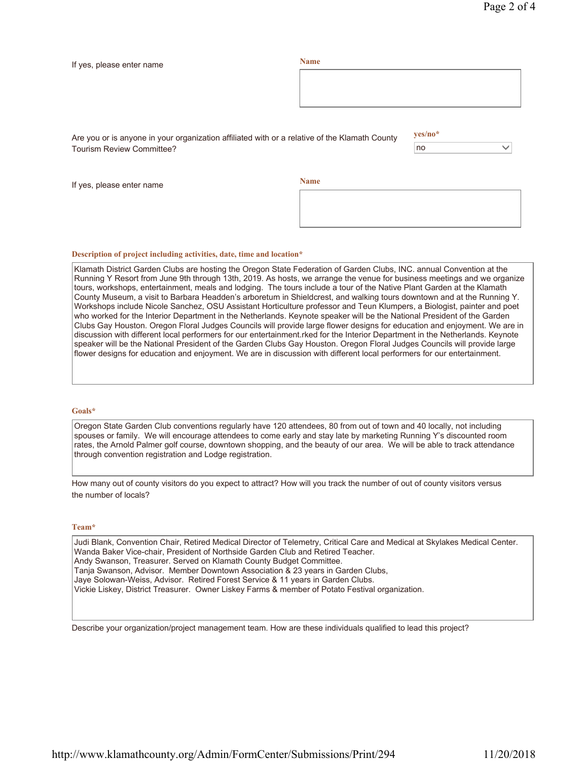If yes, please enter name

**Name**

Are you or is anyone in your organization affiliated with or a relative of the Klamath County Tourism Review Committee?

**yes/no***

no

If yes, please enter name

**Name**

**Description of project including activities, date, time and location***

Klamath District Garden Clubs are hosting the Oregon State Federation of Garden Clubs, INC. annual Convention at the Running Y Resort from June 9th through 13th, 2019. As hosts, we arrange the venue for business meetings and we organize tours, workshops, entertainment, meals and lodging. The tours include a tour of the Native Plant Garden at the Klamath County Museum, a visit to Barbara Headden's arboretum in Shieldcrest, and walking tours downtown and at the Running Y. Workshops include Nicole Sanchez, OSU Assistant Horticulture professor and Teun Klumpers, a Biologist, painter and poet who worked for the Interior Department in the Netherlands. Keynote speaker will be the National President of the Garden Clubs Gay Houston. Oregon Floral Judges Councils will provide large flower designs for education and enjoyment. We are in discussion with different local performers for our entertainment.rked for the Interior Department in the Netherlands. Keynote speaker will be the National President of the Garden Clubs Gay Houston. Oregon Floral Judges Councils will provide large flower designs for education and enjoyment. We are in discussion with different local performers for our entertainment.

**Goals***

Oregon State Garden Club conventions regularly have 120 attendees, 80 from out of town and 40 locally, not including spouses or family. We will encourage attendees to come early and stay late by marketing Running Y's discounted room rates, the Arnold Palmer golf course, downtown shopping, and the beauty of our area. We will be able to track attendance through convention registration and Lodge registration.

How many out of county visitors do you expect to attract? How will you track the number of out of county visitors versus the number of locals?

**Team***

Judi Blank, Convention Chair, Retired Medical Director of Telemetry, Critical Care and Medical at Skylakes Medical Center.
Wanda Baker Vice-chair, President of Northside Garden Club and Retired Teacher.
Andy Swanson, Treasurer. Served on Klamath County Budget Committee.
Tanja Swanson, Advisor. Member Downtown Association & 23 years in Garden Clubs,
Jaye Solowan-Weiss, Advisor. Retired Forest Service & 11 years in Garden Clubs.
Vickie Liskey, District Treasurer. Owner Liskey Farms & member of Potato Festival organization.

Describe your organization/project management team. How are these individuals qualified to lead this project?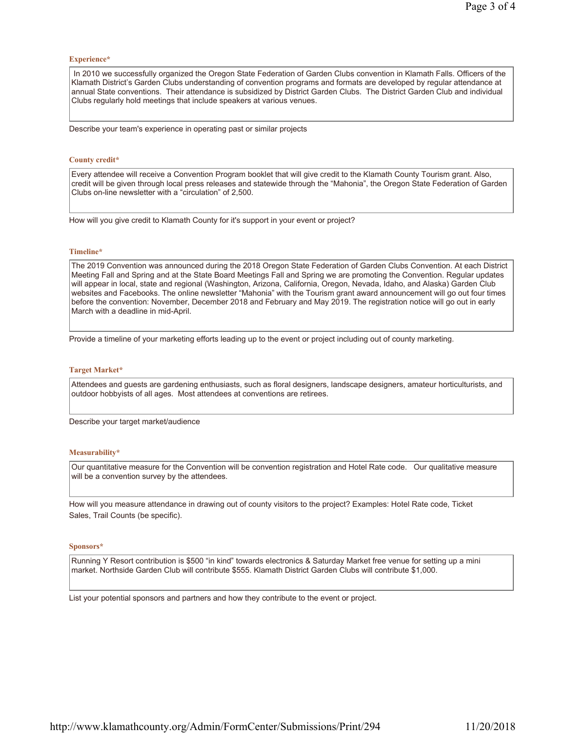**Experience***

In 2010 we successfully organized the Oregon State Federation of Garden Clubs convention in Klamath Falls. Officers of the Klamath District's Garden Clubs understanding of convention programs and formats are developed by regular attendance at annual State conventions. Their attendance is subsidized by District Garden Clubs. The District Garden Club and individual Clubs regularly hold meetings that include speakers at various venues.

Describe your team's experience in operating past or similar projects

**County credit***

Every attendee will receive a Convention Program booklet that will give credit to the Klamath County Tourism grant. Also, credit will be given through local press releases and statewide through the "Mahonia", the Oregon State Federation of Garden Clubs on-line newsletter with a "circulation" of 2,500.

How will you give credit to Klamath County for it's support in your event or project?

**Timeline***

The 2019 Convention was announced during the 2018 Oregon State Federation of Garden Clubs Convention. At each District Meeting Fall and Spring and at the State Board Meetings Fall and Spring we are promoting the Convention. Regular updates will appear in local, state and regional (Washington, Arizona, California, Oregon, Nevada, Idaho, and Alaska) Garden Club websites and Facebooks. The online newsletter "Mahonia" with the Tourism grant award announcement will go out four times before the convention: November, December 2018 and February and May 2019. The registration notice will go out in early March with a deadline in mid-April.

Provide a timeline of your marketing efforts leading up to the event or project including out of county marketing.

**Target Market***

Attendees and guests are gardening enthusiasts, such as floral designers, landscape designers, amateur horticulturists, and outdoor hobbyists of all ages. Most attendees at conventions are retirees.

Describe your target market/audience

**Measurability***

Our quantitative measure for the Convention will be convention registration and Hotel Rate code. Our qualitative measure will be a convention survey by the attendees.

How will you measure attendance in drawing out of county visitors to the project? Examples: Hotel Rate code, Ticket Sales, Trail Counts (be specific).

**Sponsors***

Running Y Resort contribution is $500 "in kind" towards electronics & Saturday Market free venue for setting up a mini market. Northside Garden Club will contribute $555. Klamath District Garden Clubs will contribute $1,000.

List your potential sponsors and partners and how they contribute to the event or project.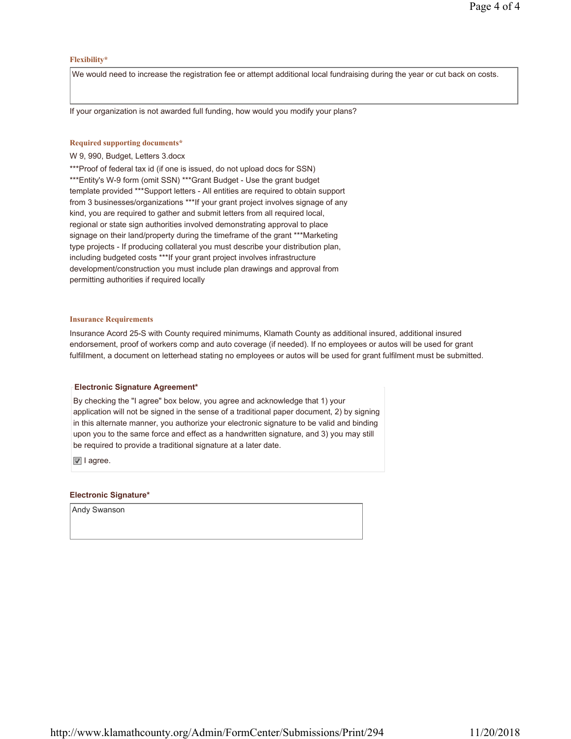**Flexibility***

We would need to increase the registration fee or attempt additional local fundraising during the year or cut back on costs.

If your organization is not awarded full funding, how would you modify your plans?

**Required supporting documents***

W 9, 990, Budget, Letters 3.docx

***Proof of federal tax id (if one is issued, do not upload docs for SSN) ***Entity's W-9 form (omit SSN) ***Grant Budget - Use the grant budget template provided ***Support letters - All entities are required to obtain support from 3 businesses/organizations ***If your grant project involves signage of any kind, you are required to gather and submit letters from all required local, regional or state sign authorities involved demonstrating approval to place signage on their land/property during the timeframe of the grant ***Marketing type projects - If producing collateral you must describe your distribution plan, including budgeted costs ***If your grant project involves infrastructure development/construction you must include plan drawings and approval from permitting authorities if required locally

**Insurance Requirements**

Insurance Acord 25-S with County required minimums, Klamath County as additional insured, additional insured endorsement, proof of workers comp and auto coverage (if needed). If no employees or autos will be used for grant fulfillment, a document on letterhead stating no employees or autos will be used for grant fulfilment must be submitted.

**Electronic Signature Agreement***

By checking the "I agree" box below, you agree and acknowledge that 1) your application will not be signed in the sense of a traditional paper document, 2) by signing in this alternate manner, you authorize your electronic signature to be valid and binding upon you to the same force and effect as a handwritten signature, and 3) you may still be required to provide a traditional signature at a later date.

☑ I agree.

**Electronic Signature***

Andy Swanson